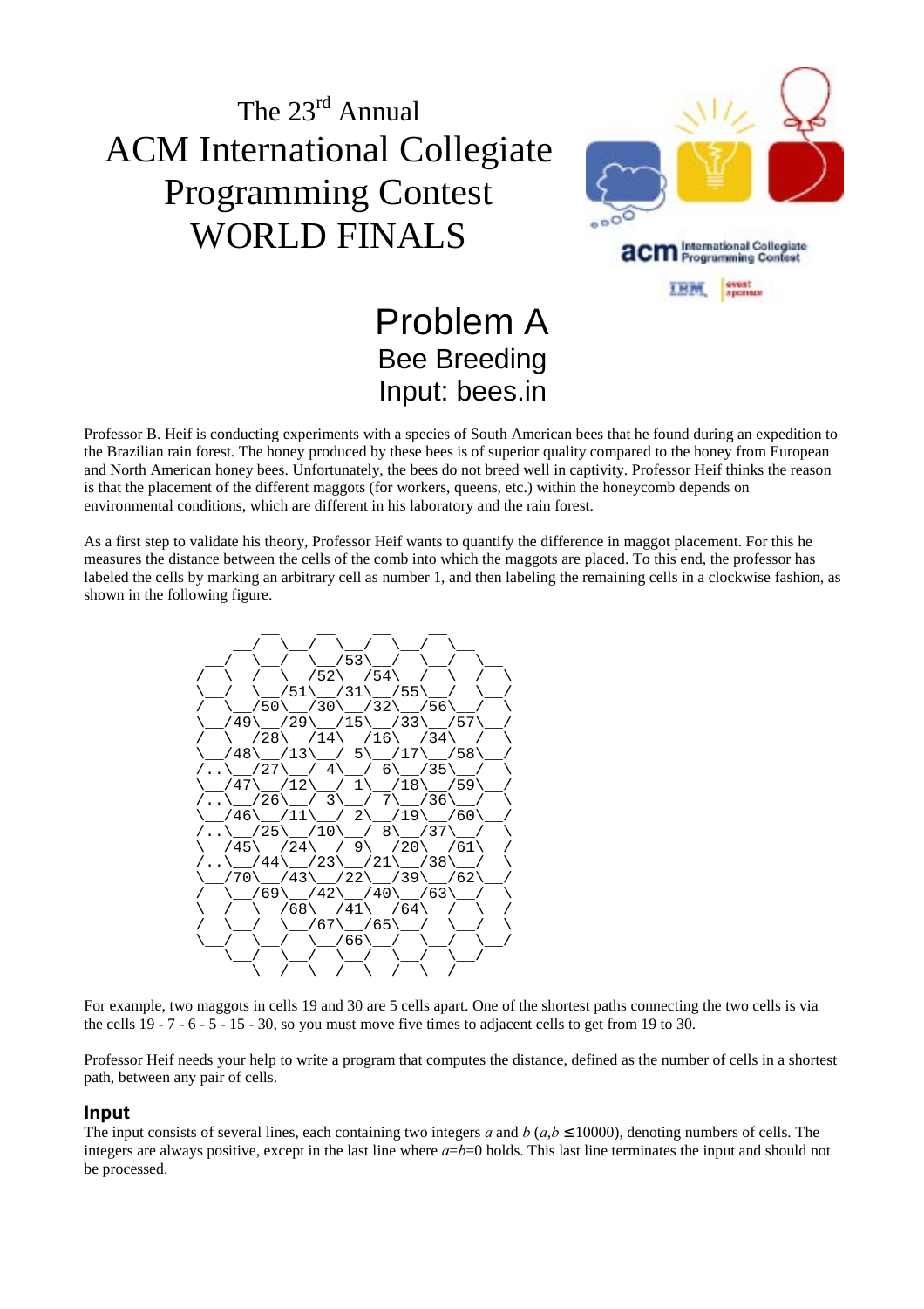The 23rd Annual

# ACM International Collegiate Programming Contest WORLD FINALS

# Problem A
## Bee Breeding
## Input: bees.in

Professor B. Heif is conducting experiments with a species of South American bees that he found during an expedition to the Brazilian rain forest. The honey produced by these bees is of superior quality compared to the honey from European and North American honey bees. Unfortunately, the bees do not breed well in captivity. Professor Heif thinks the reason is that the placement of the different maggots (for workers, queens, etc.) within the honeycomb depends on environmental conditions, which are different in his laboratory and the rain forest.

As a first step to validate his theory, Professor Heif wants to quantify the difference in maggot placement. For this he measures the distance between the cells of the comb into which the maggots are placed. To this end, the professor has labeled the cells by marking an arbitrary cell as number 1, and then labeling the remaining cells in a clockwise fashion, as shown in the following figure.

```
        __    __    __    __
     __/  \__/  \__/  \__/  \__
  __/  \__/  \__/53\__/  \__/  \__
 /  \__/  \__/52\__/54\__/  \__/  \
 \__/  \__/51\__/31\__/55\__/  \__/
 /  \__/50\__/30\__/32\__/56\__/  \
 \__/49\__/29\__/15\__/33\__/57\__/
 /  \__/28\__/14\__/16\__/34\__/  \
 \__/48\__/13\__/ 5\__/17\__/58\__/
 /..\__/27\__/ 4\__/ 6\__/35\__/  \
 \__/47\__/12\__/ 1\__/18\__/59\__/
 /..\__/26\__/ 3\__/ 7\__/36\__/  \
 \__/46\__/11\__/ 2\__/19\__/60\__/
 /..\__/25\__/10\__/ 8\__/37\__/  \
 \__/45\__/24\__/ 9\__/20\__/61\__/
 /..\__/44\__/23\__/21\__/38\__/  \
 \__/70\__/43\__/22\__/39\__/62\__/
 /  \__/69\__/42\__/40\__/63\__/  \
 \__/  \__/68\__/41\__/64\__/  \__/
 /  \__/  \__/67\__/65\__/  \__/  \
 \__/  \__/  \__/66\__/  \__/  \__/
    \__/  \__/  \__/  \__/  \__/
       \__/  \__/  \__/  \__/
```

For example, two maggots in cells 19 and 30 are 5 cells apart. One of the shortest paths connecting the two cells is via the cells 19 - 7 - 6 - 5 - 15 - 30, so you must move five times to adjacent cells to get from 19 to 30.

Professor Heif needs your help to write a program that computes the distance, defined as the number of cells in a shortest path, between any pair of cells.

### Input

The input consists of several lines, each containing two integers $a$ and $b$ ($a,b \leq 10000$), denoting numbers of cells. The integers are always positive, except in the last line where $a$=$b$=0 holds. This last line terminates the input and should not be processed.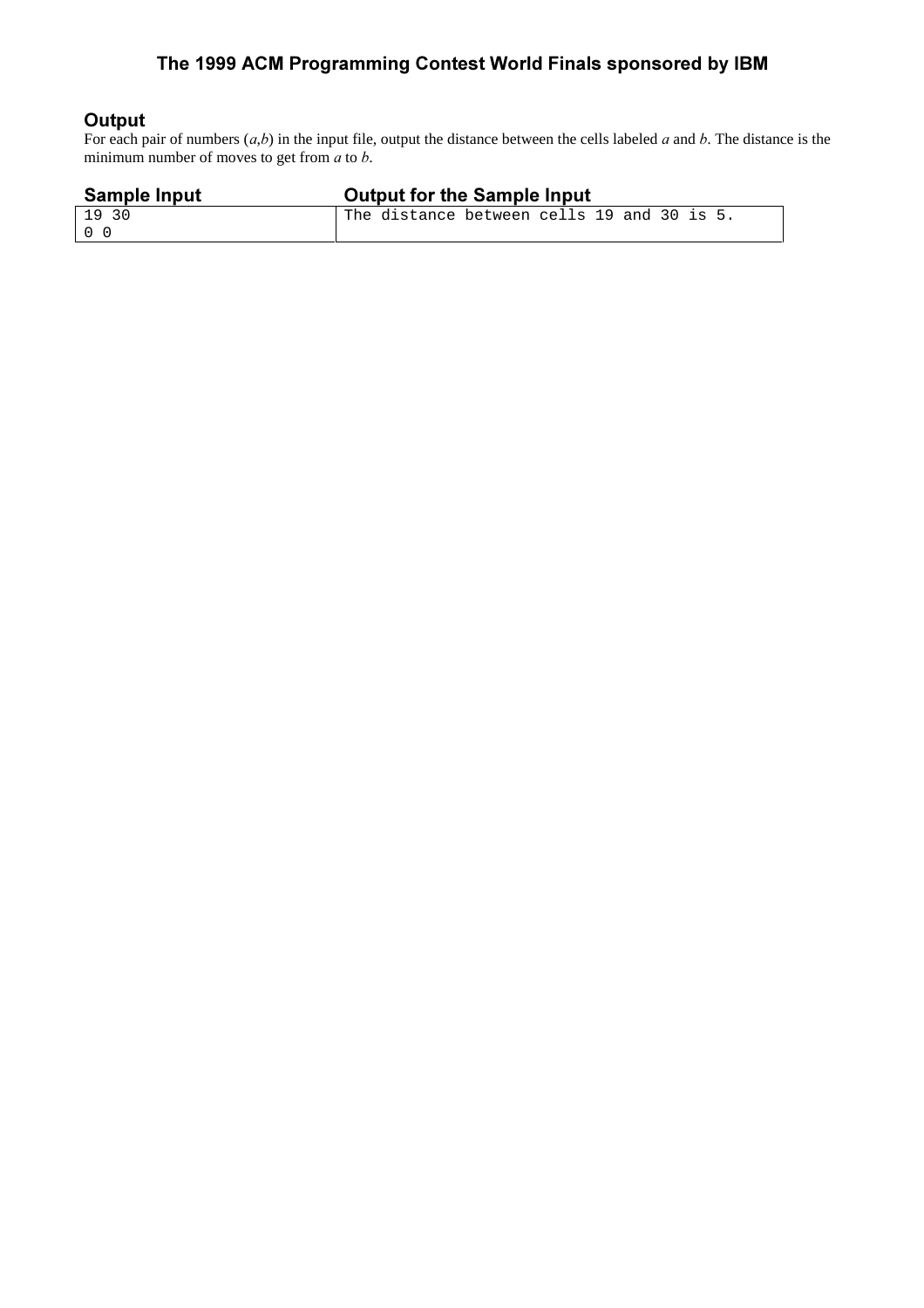## Output

For each pair of numbers (*a*,*b*) in the input file, output the distance between the cells labeled *a* and *b*. The distance is the minimum number of moves to get from *a* to *b*.

| Sample Input | Output for the Sample Input |
| --- | --- |
| 19 30<br>0 0 | The distance between cells 19 and 30 is 5. |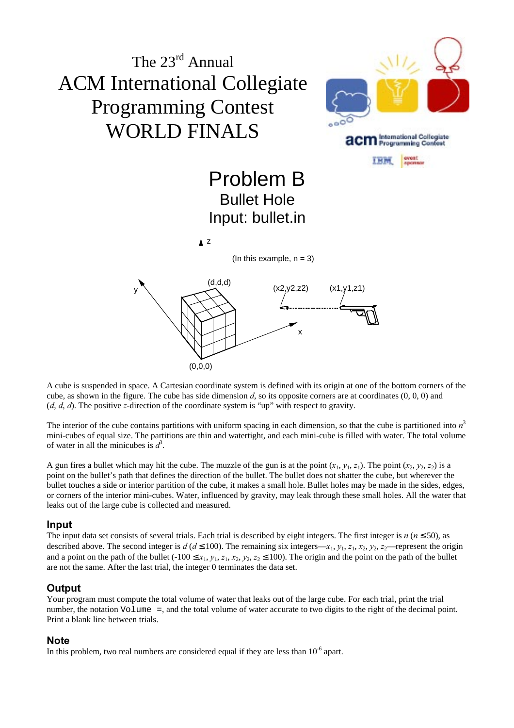The 23rd Annual

# ACM International Collegiate Programming Contest WORLD FINALS

# Problem B
## Bullet Hole
## Input: bullet.in

(In this example, n = 3)

A cube is suspended in space. A Cartesian coordinate system is defined with its origin at one of the bottom corners of the cube, as shown in the figure. The cube has side dimension $d$, so its opposite corners are at coordinates (0, 0, 0) and ($d$, $d$, $d$). The positive $z$-direction of the coordinate system is "up" with respect to gravity.

The interior of the cube contains partitions with uniform spacing in each dimension, so that the cube is partitioned into $n^3$ mini-cubes of equal size. The partitions are thin and watertight, and each mini-cube is filled with water. The total volume of water in all the minicubes is $d^3$.

A gun fires a bullet which may hit the cube. The muzzle of the gun is at the point ($x_1$, $y_1$, $z_1$). The point ($x_2$, $y_2$, $z_2$) is a point on the bullet's path that defines the direction of the bullet. The bullet does not shatter the cube, but wherever the bullet touches a side or interior partition of the cube, it makes a small hole. Bullet holes may be made in the sides, edges, or corners of the interior mini-cubes. Water, influenced by gravity, may leak through these small holes. All the water that leaks out of the large cube is collected and measured.

### Input

The input data set consists of several trials. Each trial is described by eight integers. The first integer is $n$ ($n \leq 50$), as described above. The second integer is $d$ ($d \leq 100$). The remaining six integers—$x_1$, $y_1$, $z_1$, $x_2$, $y_2$, $z_2$—represent the origin and a point on the path of the bullet ($-100 \leq x_1, y_1, z_1, x_2, y_2, z_2 \leq 100$). The origin and the point on the path of the bullet are not the same. After the last trial, the integer 0 terminates the data set.

### Output

Your program must compute the total volume of water that leaks out of the large cube. For each trial, print the trial number, the notation `Volume =`, and the total volume of water accurate to two digits to the right of the decimal point. Print a blank line between trials.

### Note

In this problem, two real numbers are considered equal if they are less than $10^{-6}$ apart.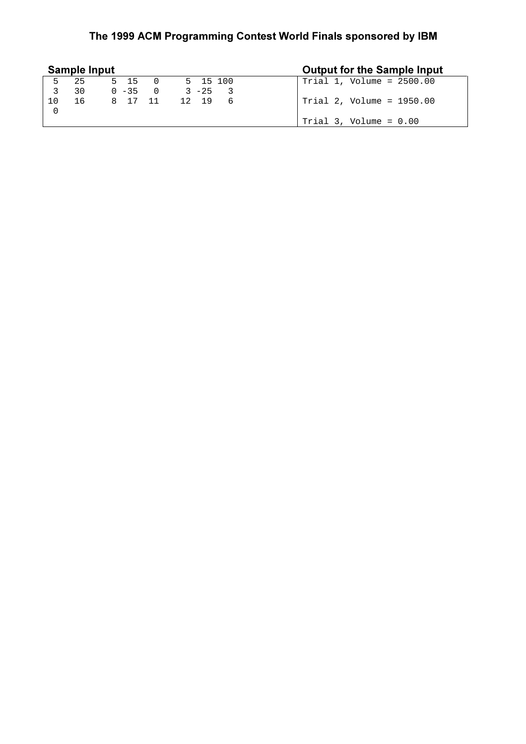## Sample Input

```
 5  25     5  15   0     5  15 100
 3  30     0 -35   0     3 -25   3
10  16     8  17  11    12  19   6
 0
```

## Output for the Sample Input

```
Trial 1, Volume = 2500.00

Trial 2, Volume = 1950.00

Trial 3, Volume = 0.00
```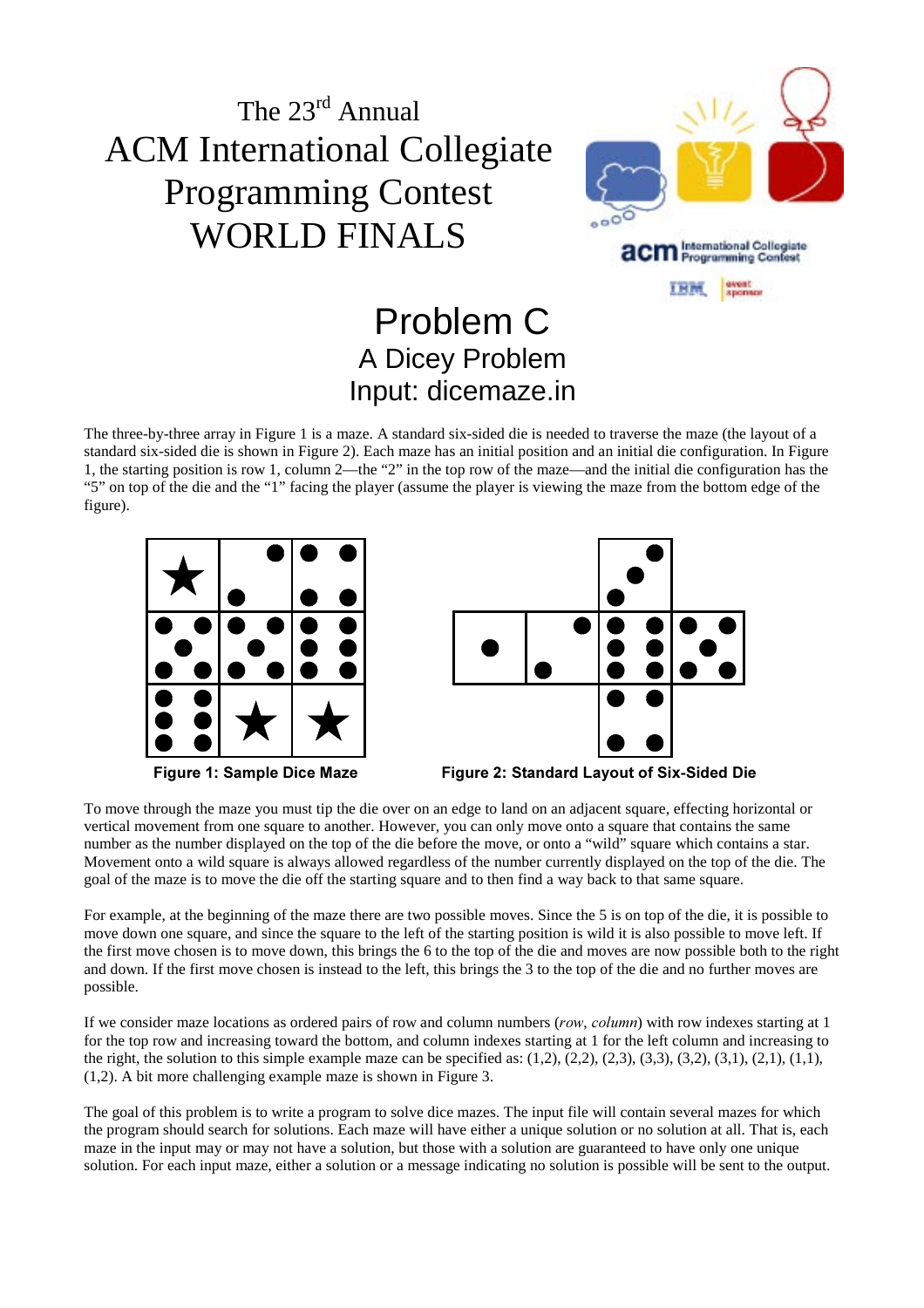The 23[rd] Annual
ACM International Collegiate Programming Contest
WORLD FINALS

# Problem C
## A Dicey Problem
## Input: dicemaze.in

The three-by-three array in Figure 1 is a maze. A standard six-sided die is needed to traverse the maze (the layout of a standard six-sided die is shown in Figure 2). Each maze has an initial position and an initial die configuration. In Figure 1, the starting position is row 1, column 2—the "2" in the top row of the maze—and the initial die configuration has the "5" on top of the die and the "1" facing the player (assume the player is viewing the maze from the bottom edge of the figure).

**Figure 1: Sample Dice Maze**

**Figure 2: Standard Layout of Six-Sided Die**

To move through the maze you must tip the die over on an edge to land on an adjacent square, effecting horizontal or vertical movement from one square to another. However, you can only move onto a square that contains the same number as the number displayed on the top of the die before the move, or onto a "wild" square which contains a star. Movement onto a wild square is always allowed regardless of the number currently displayed on the top of the die. The goal of the maze is to move the die off the starting square and to then find a way back to that same square.

For example, at the beginning of the maze there are two possible moves. Since the 5 is on top of the die, it is possible to move down one square, and since the square to the left of the starting position is wild it is also possible to move left. If the first move chosen is to move down, this brings the 6 to the top of the die and moves are now possible both to the right and down. If the first move chosen is instead to the left, this brings the 3 to the top of the die and no further moves are possible.

If we consider maze locations as ordered pairs of row and column numbers (*row*, *column*) with row indexes starting at 1 for the top row and increasing toward the bottom, and column indexes starting at 1 for the left column and increasing to the right, the solution to this simple example maze can be specified as: (1,2), (2,2), (2,3), (3,3), (3,2), (3,1), (2,1), (1,1), (1,2). A bit more challenging example maze is shown in Figure 3.

The goal of this problem is to write a program to solve dice mazes. The input file will contain several mazes for which the program should search for solutions. Each maze will have either a unique solution or no solution at all. That is, each maze in the input may or may not have a solution, but those with a solution are guaranteed to have only one unique solution. For each input maze, either a solution or a message indicating no solution is possible will be sent to the output.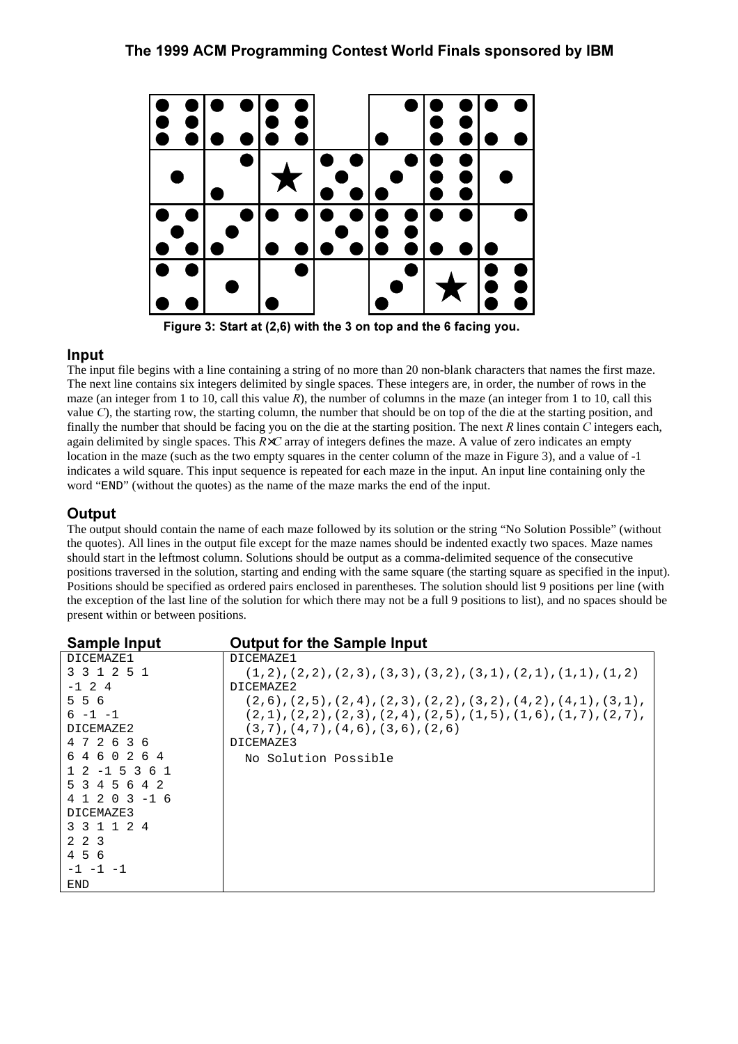Figure 3: Start at (2,6) with the 3 on top and the 6 facing you.

## Input

The input file begins with a line containing a string of no more than 20 non-blank characters that names the first maze. The next line contains six integers delimited by single spaces. These integers are, in order, the number of rows in the maze (an integer from 1 to 10, call this value *R*), the number of columns in the maze (an integer from 1 to 10, call this value *C*), the starting row, the starting column, the number that should be on top of the die at the starting position, and finally the number that should be facing you on the die at the starting position. The next *R* lines contain *C* integers each, again delimited by single spaces. This $R \times C$ array of integers defines the maze. A value of zero indicates an empty location in the maze (such as the two empty squares in the center column of the maze in Figure 3), and a value of -1 indicates a wild square. This input sequence is repeated for each maze in the input. An input line containing only the word "END" (without the quotes) as the name of the maze marks the end of the input.

## Output

The output should contain the name of each maze followed by its solution or the string "No Solution Possible" (without the quotes). All lines in the output file except for the maze names should be indented exactly two spaces. Maze names should start in the leftmost column. Solutions should be output as a comma-delimited sequence of the consecutive positions traversed in the solution, starting and ending with the same square (the starting square as specified in the input). Positions should be specified as ordered pairs enclosed in parentheses. The solution should list 9 positions per line (with the exception of the last line of the solution for which there may not be a full 9 positions to list), and no spaces should be present within or between positions.

### Sample Input

```
DICEMAZE1
3 3 1 2 5 1
-1 2 4
5 5 6
6 -1 -1
DICEMAZE2
4 7 2 6 3 6
6 4 6 0 2 6 4
1 2 -1 5 3 6 1
5 3 4 5 6 4 2
4 1 2 0 3 -1 6
DICEMAZE3
3 3 1 1 2 4
2 2 3
4 5 6
-1 -1 -1
END
```

### Output for the Sample Input

```
DICEMAZE1
  (1,2),(2,2),(2,3),(3,3),(3,2),(3,1),(2,1),(1,1),(1,2)
DICEMAZE2
  (2,6),(2,5),(2,4),(2,3),(2,2),(3,2),(4,2),(4,1),(3,1),
  (2,1),(2,2),(2,3),(2,4),(2,5),(1,5),(1,6),(1,7),(2,7),
  (3,7),(4,7),(4,6),(3,6),(2,6)
DICEMAZE3
  No Solution Possible
```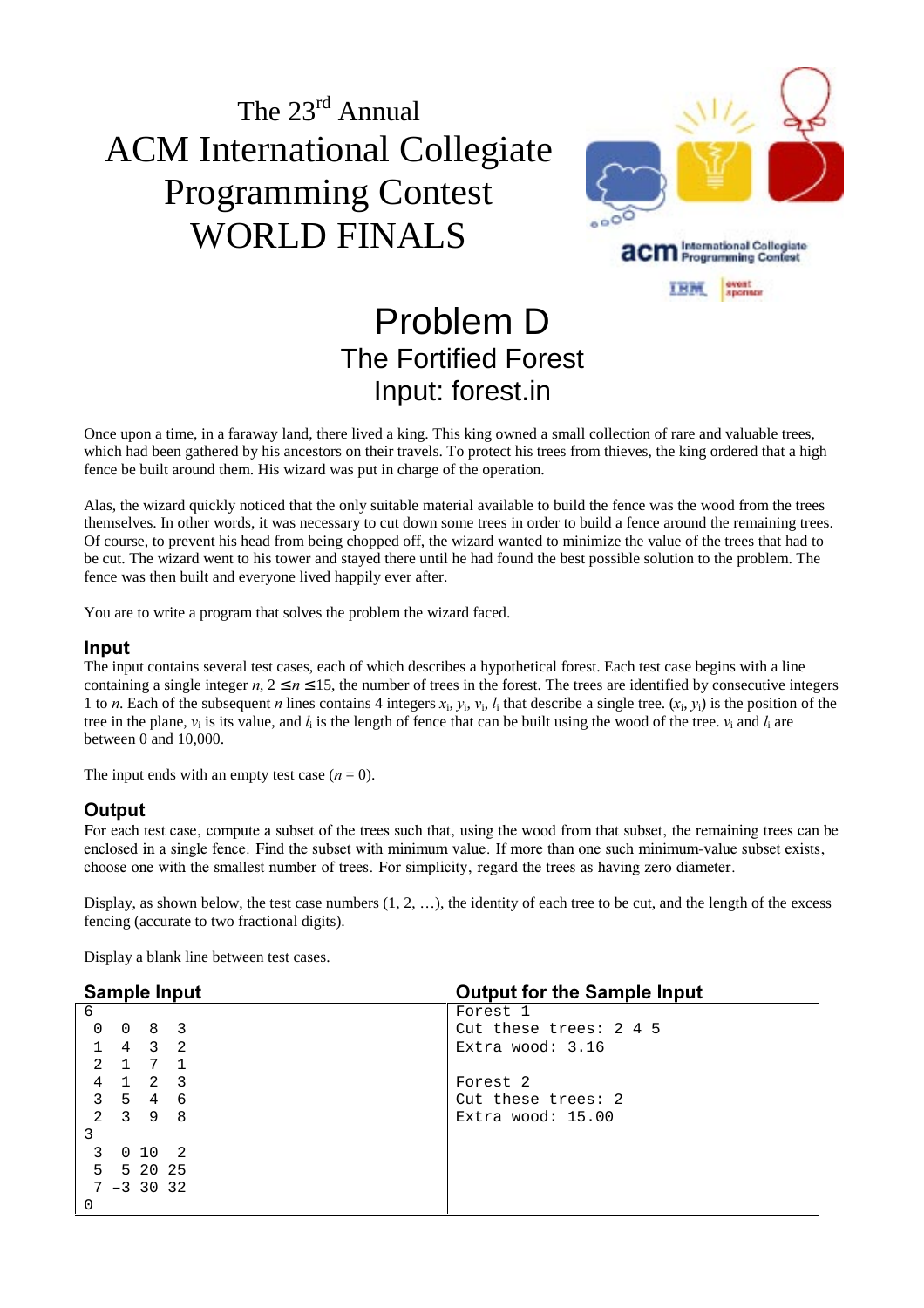The 23[rd] Annual
ACM International Collegiate Programming Contest
WORLD FINALS

# Problem D
## The Fortified Forest
## Input: forest.in

Once upon a time, in a faraway land, there lived a king. This king owned a small collection of rare and valuable trees, which had been gathered by his ancestors on their travels. To protect his trees from thieves, the king ordered that a high fence be built around them. His wizard was put in charge of the operation.

Alas, the wizard quickly noticed that the only suitable material available to build the fence was the wood from the trees themselves. In other words, it was necessary to cut down some trees in order to build a fence around the remaining trees. Of course, to prevent his head from being chopped off, the wizard wanted to minimize the value of the trees that had to be cut. The wizard went to his tower and stayed there until he had found the best possible solution to the problem. The fence was then built and everyone lived happily ever after.

You are to write a program that solves the problem the wizard faced.

### Input

The input contains several test cases, each of which describes a hypothetical forest. Each test case begins with a line containing a single integer $n$, $2 \le n \le 15$, the number of trees in the forest. The trees are identified by consecutive integers 1 to $n$. Each of the subsequent $n$ lines contains 4 integers $x_i$, $y_i$, $v_i$, $l_i$ that describe a single tree. $(x_i, y_i)$ is the position of the tree in the plane, $v_i$ is its value, and $l_i$ is the length of fence that can be built using the wood of the tree. $v_i$ and $l_i$ are between 0 and 10,000.

The input ends with an empty test case ($n = 0$).

### Output

For each test case, compute a subset of the trees such that, using the wood from that subset, the remaining trees can be enclosed in a single fence. Find the subset with minimum value. If more than one such minimum-value subset exists, choose one with the smallest number of trees. For simplicity, regard the trees as having zero diameter.

Display, as shown below, the test case numbers (1, 2, …), the identity of each tree to be cut, and the length of the excess fencing (accurate to two fractional digits).

Display a blank line between test cases.

| Sample Input | Output for the Sample Input |
|---|---|
| <pre>6<br> 0  0  8  3<br> 1  4  3  2<br> 2  1  7  1<br> 4  1  2  3<br> 3  5  4  6<br> 2  3  9  8<br>3<br> 3  0 10  2<br> 5  5 20 25<br> 7 -3 30 32<br>0</pre> | <pre>Forest 1<br>Cut these trees: 2 4 5<br>Extra wood: 3.16<br><br>Forest 2<br>Cut these trees: 2<br>Extra wood: 15.00</pre> |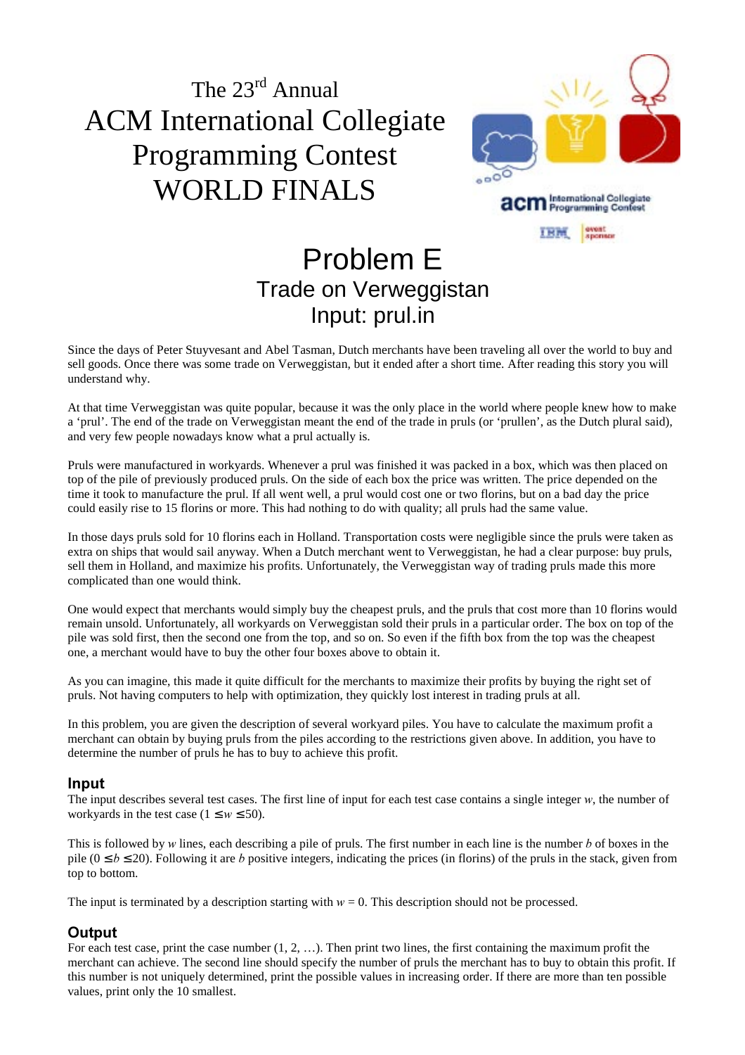The 23[rd] Annual
ACM International Collegiate
Programming Contest
WORLD FINALS

# Problem E
## Trade on Verweggistan
## Input: prul.in

Since the days of Peter Stuyvesant and Abel Tasman, Dutch merchants have been traveling all over the world to buy and sell goods. Once there was some trade on Verweggistan, but it ended after a short time. After reading this story you will understand why.

At that time Verweggistan was quite popular, because it was the only place in the world where people knew how to make a 'prul'. The end of the trade on Verweggistan meant the end of the trade in pruls (or 'prullen', as the Dutch plural said), and very few people nowadays know what a prul actually is.

Pruls were manufactured in workyards. Whenever a prul was finished it was packed in a box, which was then placed on top of the pile of previously produced pruls. On the side of each box the price was written. The price depended on the time it took to manufacture the prul. If all went well, a prul would cost one or two florins, but on a bad day the price could easily rise to 15 florins or more. This had nothing to do with quality; all pruls had the same value.

In those days pruls sold for 10 florins each in Holland. Transportation costs were negligible since the pruls were taken as extra on ships that would sail anyway. When a Dutch merchant went to Verweggistan, he had a clear purpose: buy pruls, sell them in Holland, and maximize his profits. Unfortunately, the Verweggistan way of trading pruls made this more complicated than one would think.

One would expect that merchants would simply buy the cheapest pruls, and the pruls that cost more than 10 florins would remain unsold. Unfortunately, all workyards on Verweggistan sold their pruls in a particular order. The box on top of the pile was sold first, then the second one from the top, and so on. So even if the fifth box from the top was the cheapest one, a merchant would have to buy the other four boxes above to obtain it.

As you can imagine, this made it quite difficult for the merchants to maximize their profits by buying the right set of pruls. Not having computers to help with optimization, they quickly lost interest in trading pruls at all.

In this problem, you are given the description of several workyard piles. You have to calculate the maximum profit a merchant can obtain by buying pruls from the piles according to the restrictions given above. In addition, you have to determine the number of pruls he has to buy to achieve this profit.

### Input

The input describes several test cases. The first line of input for each test case contains a single integer $w$, the number of workyards in the test case ($1 \le w \le 50$).

This is followed by $w$ lines, each describing a pile of pruls. The first number in each line is the number $b$ of boxes in the pile ($0 \le b \le 20$). Following it are $b$ positive integers, indicating the prices (in florins) of the pruls in the stack, given from top to bottom.

The input is terminated by a description starting with $w = 0$. This description should not be processed.

### Output

For each test case, print the case number (1, 2, …). Then print two lines, the first containing the maximum profit the merchant can achieve. The second line should specify the number of pruls the merchant has to buy to obtain this profit. If this number is not uniquely determined, print the possible values in increasing order. If there are more than ten possible values, print only the 10 smallest.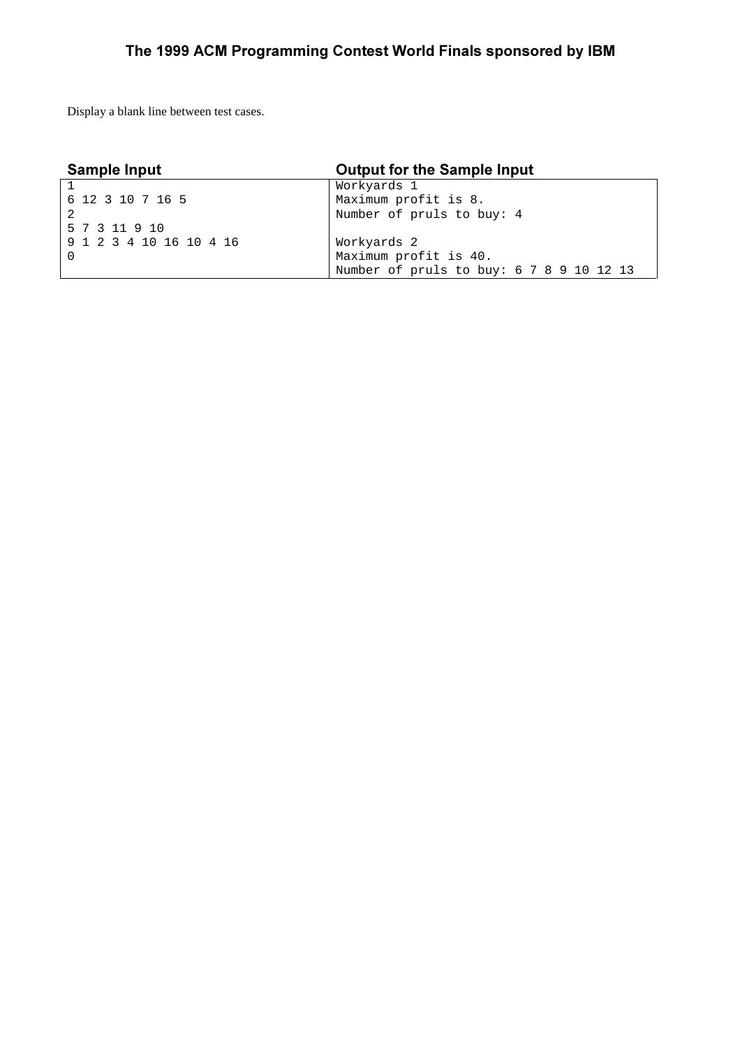Display a blank line between test cases.

| Sample Input | Output for the Sample Input |
| --- | --- |
| 1<br>6 12 3 10 7 16 5<br>2<br>5 7 3 11 9 10<br>9 1 2 3 4 10 16 10 4 16<br>0 | Workyards 1<br>Maximum profit is 8.<br>Number of pruls to buy: 4<br><br>Workyards 2<br>Maximum profit is 40.<br>Number of pruls to buy: 6 7 8 9 10 12 13 |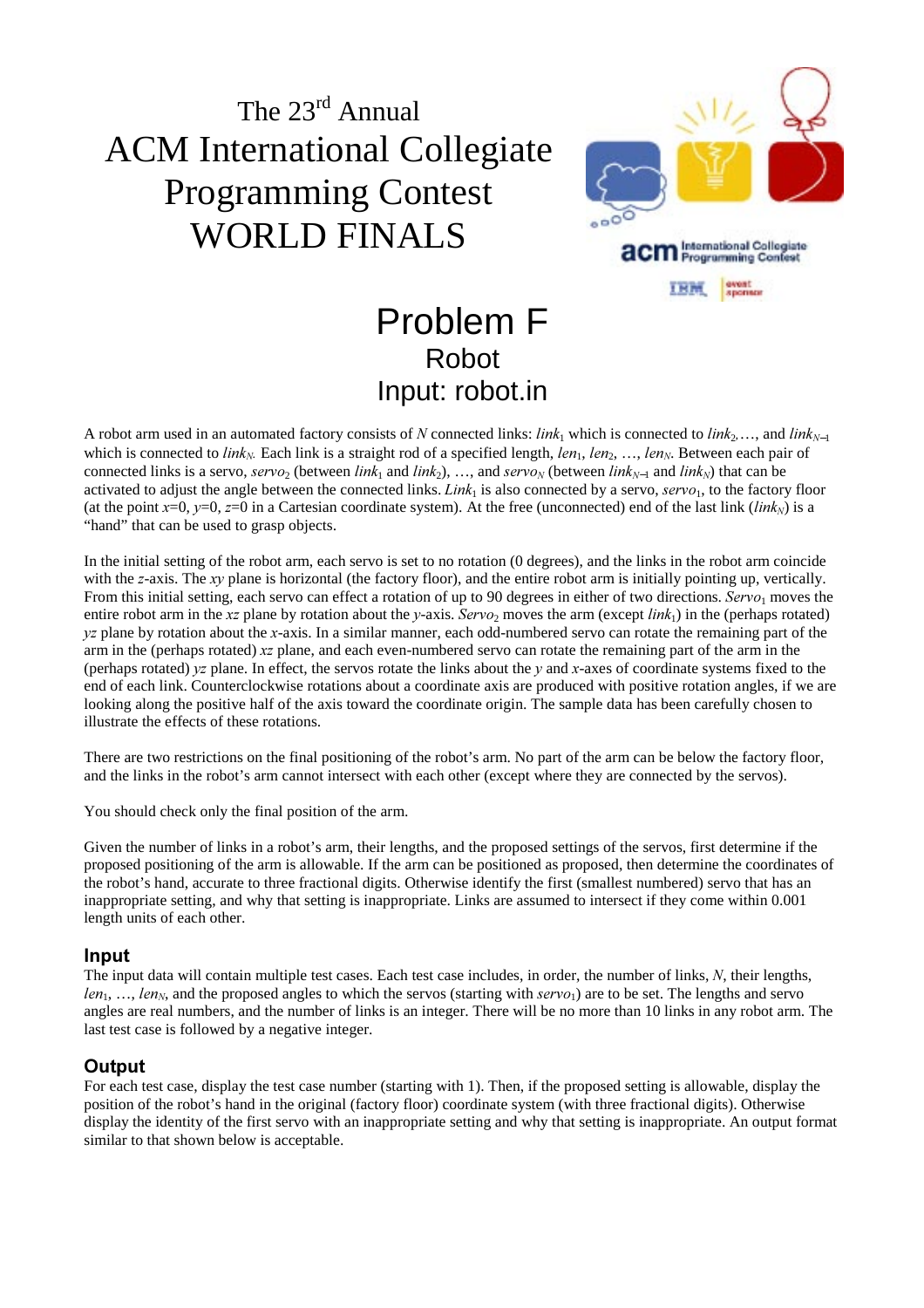The 23[rd] Annual
ACM International Collegiate
Programming Contest
WORLD FINALS

# Problem F
## Robot
## Input: robot.in

A robot arm used in an automated factory consists of $N$ connected links: $link_1$ which is connected to $link_2$, …, and $link_{N-1}$ which is connected to $link_N$. Each link is a straight rod of a specified length, $len_1$, $len_2$, …, $len_N$. Between each pair of connected links is a servo, $servo_2$ (between $link_1$ and $link_2$), …, and $servo_N$ (between $link_{N-1}$ and $link_N$) that can be activated to adjust the angle between the connected links. $Link_1$ is also connected by a servo, $servo_1$, to the factory floor (at the point $x$=0, $y$=0, $z$=0 in a Cartesian coordinate system). At the free (unconnected) end of the last link ($link_N$) is a "hand" that can be used to grasp objects.

In the initial setting of the robot arm, each servo is set to no rotation (0 degrees), and the links in the robot arm coincide with the $z$-axis. The $xy$ plane is horizontal (the factory floor), and the entire robot arm is initially pointing up, vertically. From this initial setting, each servo can effect a rotation of up to 90 degrees in either of two directions. $Servo_1$ moves the entire robot arm in the $xz$ plane by rotation about the $y$-axis. $Servo_2$ moves the arm (except $link_1$) in the (perhaps rotated) $yz$ plane by rotation about the $x$-axis. In a similar manner, each odd-numbered servo can rotate the remaining part of the arm in the (perhaps rotated) $xz$ plane, and each even-numbered servo can rotate the remaining part of the arm in the (perhaps rotated) $yz$ plane. In effect, the servos rotate the links about the $y$ and $x$-axes of coordinate systems fixed to the end of each link. Counterclockwise rotations about a coordinate axis are produced with positive rotation angles, if we are looking along the positive half of the axis toward the coordinate origin. The sample data has been carefully chosen to illustrate the effects of these rotations.

There are two restrictions on the final positioning of the robot's arm. No part of the arm can be below the factory floor, and the links in the robot's arm cannot intersect with each other (except where they are connected by the servos).

You should check only the final position of the arm.

Given the number of links in a robot's arm, their lengths, and the proposed settings of the servos, first determine if the proposed positioning of the arm is allowable. If the arm can be positioned as proposed, then determine the coordinates of the robot's hand, accurate to three fractional digits. Otherwise identify the first (smallest numbered) servo that has an inappropriate setting, and why that setting is inappropriate. Links are assumed to intersect if they come within 0.001 length units of each other.

### Input

The input data will contain multiple test cases. Each test case includes, in order, the number of links, $N$, their lengths, $len_1$, …, $len_N$, and the proposed angles to which the servos (starting with $servo_1$) are to be set. The lengths and servo angles are real numbers, and the number of links is an integer. There will be no more than 10 links in any robot arm. The last test case is followed by a negative integer.

### Output

For each test case, display the test case number (starting with 1). Then, if the proposed setting is allowable, display the position of the robot's hand in the original (factory floor) coordinate system (with three fractional digits). Otherwise display the identity of the first servo with an inappropriate setting and why that setting is inappropriate. An output format similar to that shown below is acceptable.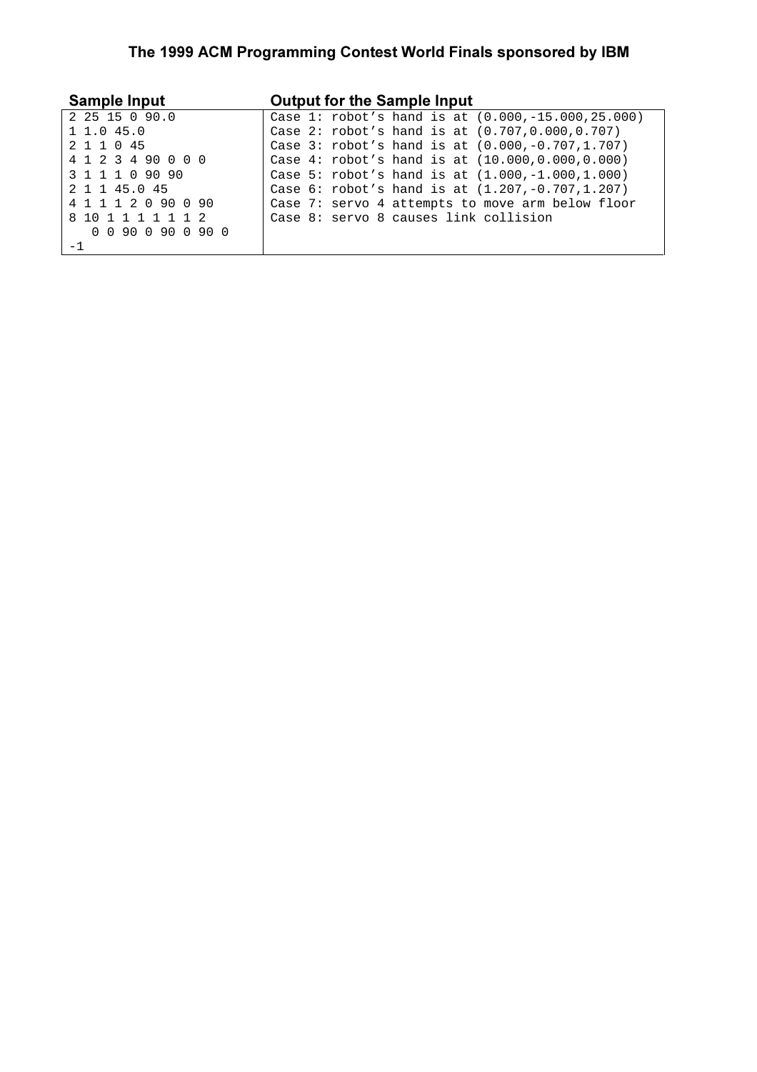| Sample Input | Output for the Sample Input |
| --- | --- |
| 2 25 15 0 90.0 | Case 1: robot’s hand is at (0.000,-15.000,25.000) |
| 1 1.0 45.0 | Case 2: robot’s hand is at (0.707,0.000,0.707) |
| 2 1 1 0 45 | Case 3: robot’s hand is at (0.000,-0.707,1.707) |
| 4 1 2 3 4 90 0 0 0 | Case 4: robot’s hand is at (10.000,0.000,0.000) |
| 3 1 1 1 0 90 90 | Case 5: robot’s hand is at (1.000,-1.000,1.000) |
| 2 1 1 45.0 45 | Case 6: robot’s hand is at (1.207,-0.707,1.207) |
| 4 1 1 1 2 0 90 0 90 | Case 7: servo 4 attempts to move arm below floor |
| 8 10 1 1 1 1 1 1 2 | Case 8: servo 8 causes link collision |
| 0 0 90 0 90 0 90 0 | |
| -1 | |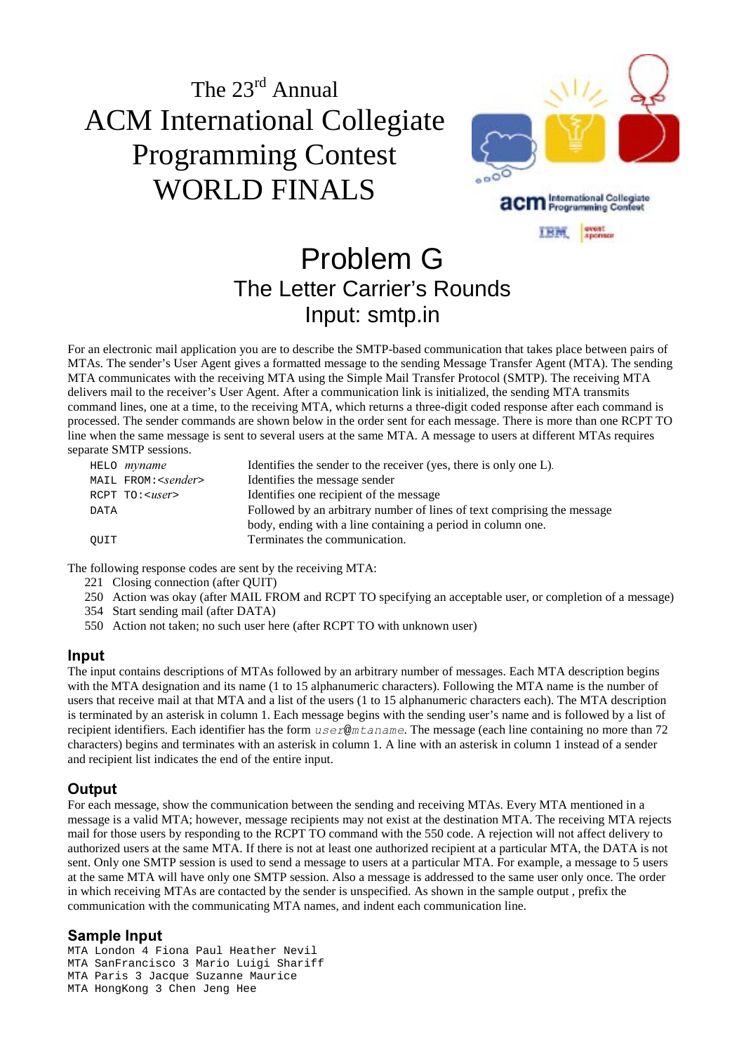The 23[rd] Annual
ACM International Collegiate
Programming Contest
WORLD FINALS

# Problem G
## The Letter Carrier's Rounds
## Input: smtp.in

For an electronic mail application you are to describe the SMTP-based communication that takes place between pairs of MTAs. The sender's User Agent gives a formatted message to the sending Message Transfer Agent (MTA). The sending MTA communicates with the receiving MTA using the Simple Mail Transfer Protocol (SMTP). The receiving MTA delivers mail to the receiver's User Agent. After a communication link is initialized, the sending MTA transmits command lines, one at a time, to the receiving MTA, which returns a three-digit coded response after each command is processed. The sender commands are shown below in the order sent for each message. There is more than one RCPT TO line when the same message is sent to several users at the same MTA. A message to users at different MTAs requires separate SMTP sessions.

| | |
|---|---|
| `HELO` *myname* | Identifies the sender to the receiver (yes, there is only one L). |
| `MAIL FROM:<`*sender*`>` | Identifies the message sender |
| `RCPT TO:<`*user*`>` | Identifies one recipient of the message |
| `DATA` | Followed by an arbitrary number of lines of text comprising the message body, ending with a line containing a period in column one. |
| `QUIT` | Terminates the communication. |

The following response codes are sent by the receiving MTA:

221 Closing connection (after QUIT)
250 Action was okay (after MAIL FROM and RCPT TO specifying an acceptable user, or completion of a message)
354 Start sending mail (after DATA)
550 Action not taken; no such user here (after RCPT TO with unknown user)

### Input

The input contains descriptions of MTAs followed by an arbitrary number of messages. Each MTA description begins with the MTA designation and its name (1 to 15 alphanumeric characters). Following the MTA name is the number of users that receive mail at that MTA and a list of the users (1 to 15 alphanumeric characters each). The MTA description is terminated by an asterisk in column 1. Each message begins with the sending user's name and is followed by a list of recipient identifiers. Each identifier has the form *user*@*mtaname*. The message (each line containing no more than 72 characters) begins and terminates with an asterisk in column 1. A line with an asterisk in column 1 instead of a sender and recipient list indicates the end of the entire input.

### Output

For each message, show the communication between the sending and receiving MTAs. Every MTA mentioned in a message is a valid MTA; however, message recipients may not exist at the destination MTA. The receiving MTA rejects mail for those users by responding to the RCPT TO command with the 550 code. A rejection will not affect delivery to authorized users at the same MTA. If there is not at least one authorized recipient at a particular MTA, the DATA is not sent. Only one SMTP session is used to send a message to users at a particular MTA. For example, a message to 5 users at the same MTA will have only one SMTP session. Also a message is addressed to the same user only once. The order in which receiving MTAs are contacted by the sender is unspecified. As shown in the sample output , prefix the communication with the communicating MTA names, and indent each communication line.

### Sample Input

```
MTA London 4 Fiona Paul Heather Nevil
MTA SanFrancisco 3 Mario Luigi Shariff
MTA Paris 3 Jacque Suzanne Maurice
MTA HongKong 3 Chen Jeng Hee
```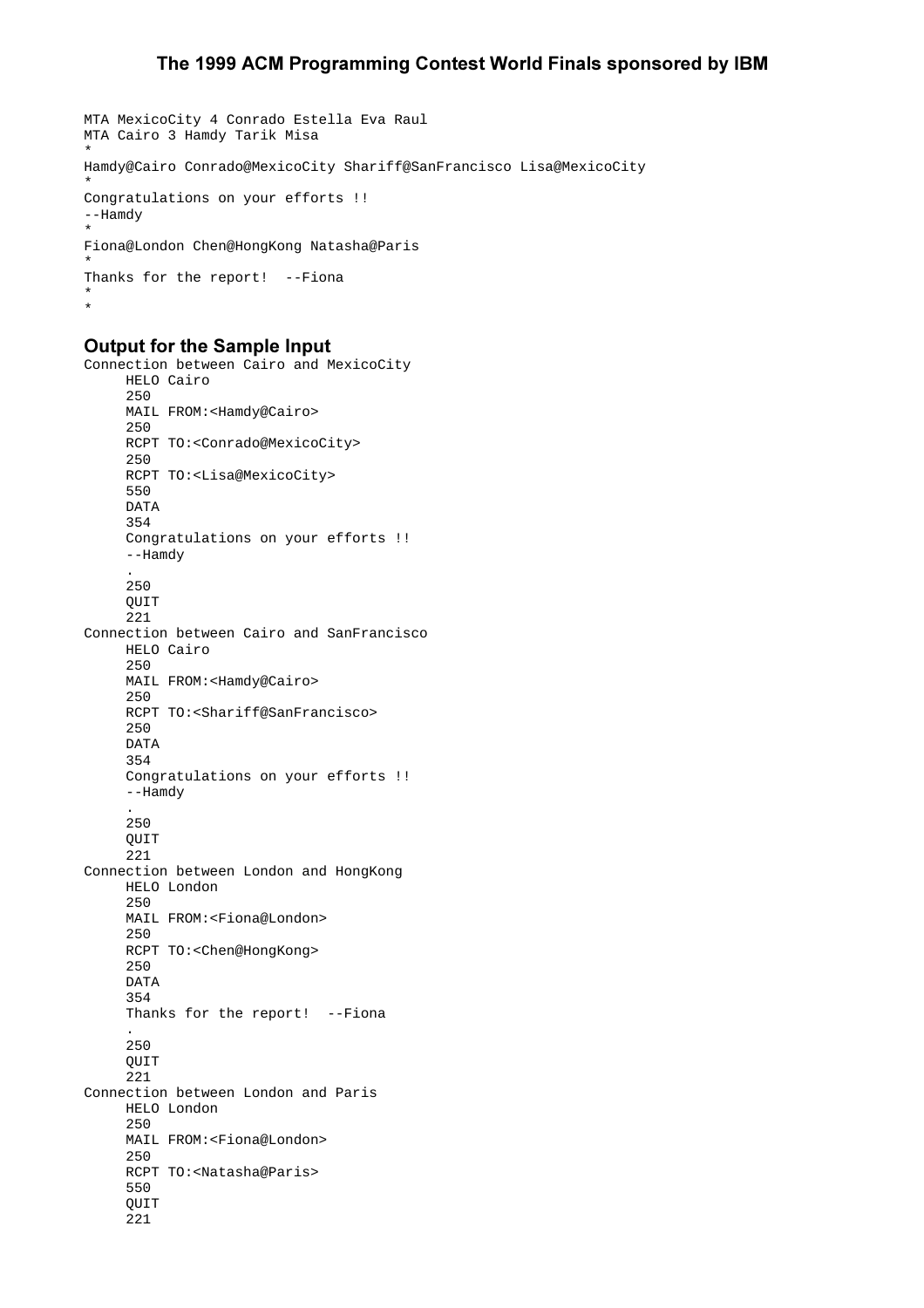```
MTA MexicoCity 4 Conrado Estella Eva Raul
MTA Cairo 3 Hamdy Tarik Misa
*
Hamdy@Cairo Conrado@MexicoCity Shariff@SanFrancisco Lisa@MexicoCity
*
Congratulations on your efforts !!
--Hamdy
*
Fiona@London Chen@HongKong Natasha@Paris
*
Thanks for the report!  --Fiona
*
*
```

### Output for the Sample Input

```
Connection between Cairo and MexicoCity
     HELO Cairo
     250
     MAIL FROM:<Hamdy@Cairo>
     250
     RCPT TO:<Conrado@MexicoCity>
     250
     RCPT TO:<Lisa@MexicoCity>
     550
     DATA
     354
     Congratulations on your efforts !!
     --Hamdy
     .
     250
     QUIT
     221
Connection between Cairo and SanFrancisco
     HELO Cairo
     250
     MAIL FROM:<Hamdy@Cairo>
     250
     RCPT TO:<Shariff@SanFrancisco>
     250
     DATA
     354
     Congratulations on your efforts !!
     --Hamdy
     .
     250
     QUIT
     221
Connection between London and HongKong
     HELO London
     250
     MAIL FROM:<Fiona@London>
     250
     RCPT TO:<Chen@HongKong>
     250
     DATA
     354
     Thanks for the report!  --Fiona
     .
     250
     QUIT
     221
Connection between London and Paris
     HELO London
     250
     MAIL FROM:<Fiona@London>
     250
     RCPT TO:<Natasha@Paris>
     550
     QUIT
     221
```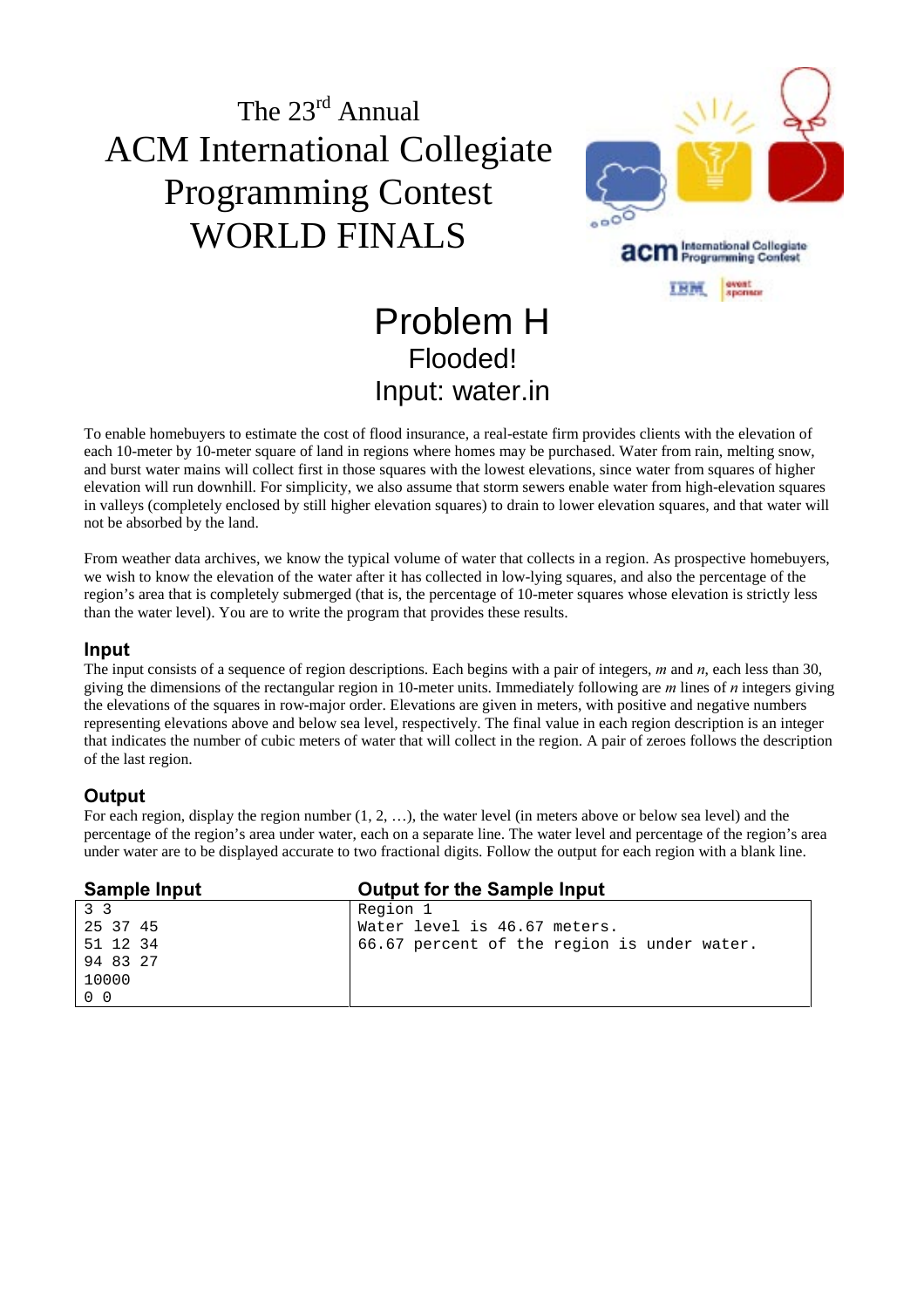# The 23rd Annual ACM International Collegiate Programming Contest WORLD FINALS

## Problem H
### Flooded!
### Input: water.in

To enable homebuyers to estimate the cost of flood insurance, a real-estate firm provides clients with the elevation of each 10-meter by 10-meter square of land in regions where homes may be purchased. Water from rain, melting snow, and burst water mains will collect first in those squares with the lowest elevations, since water from squares of higher elevation will run downhill. For simplicity, we also assume that storm sewers enable water from high-elevation squares in valleys (completely enclosed by still higher elevation squares) to drain to lower elevation squares, and that water will not be absorbed by the land.

From weather data archives, we know the typical volume of water that collects in a region. As prospective homebuyers, we wish to know the elevation of the water after it has collected in low-lying squares, and also the percentage of the region's area that is completely submerged (that is, the percentage of 10-meter squares whose elevation is strictly less than the water level). You are to write the program that provides these results.

### Input

The input consists of a sequence of region descriptions. Each begins with a pair of integers, *m* and *n*, each less than 30, giving the dimensions of the rectangular region in 10-meter units. Immediately following are *m* lines of *n* integers giving the elevations of the squares in row-major order. Elevations are given in meters, with positive and negative numbers representing elevations above and below sea level, respectively. The final value in each region description is an integer that indicates the number of cubic meters of water that will collect in the region. A pair of zeroes follows the description of the last region.

### Output

For each region, display the region number (1, 2, …), the water level (in meters above or below sea level) and the percentage of the region's area under water, each on a separate line. The water level and percentage of the region's area under water are to be displayed accurate to two fractional digits. Follow the output for each region with a blank line.

| Sample Input | Output for the Sample Input |
|---|---|
| 3 3<br>25 37 45<br>51 12 34<br>94 83 27<br>10000<br>0 0 | Region 1<br>Water level is 46.67 meters.<br>66.67 percent of the region is under water. |